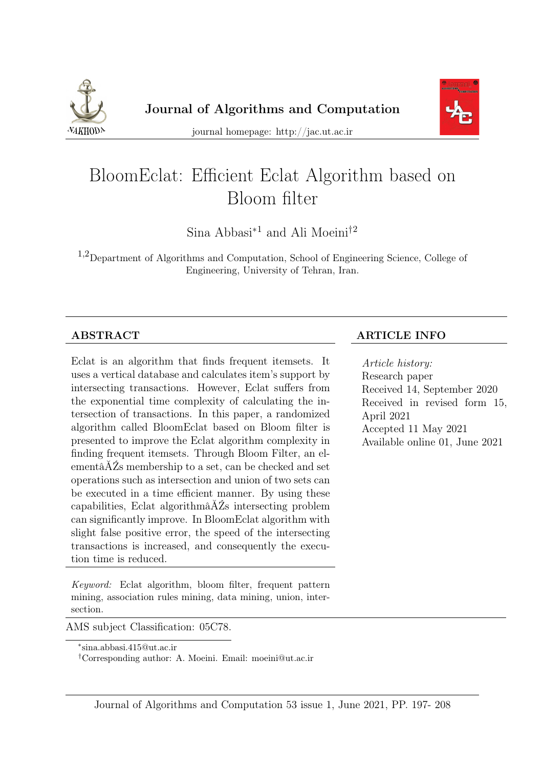Journal of Algorithms and Computation

journal homepage: http://jac.ut.ac.ir

# BloomEclat: Efficient Eclat Algorithm based on Bloom filter

Sina Abbasi[*1] and Ali Moeini[†2]

[1,2]Department of Algorithms and Computation, School of Engineering Science, College of Engineering, University of Tehran, Iran.

## ABSTRACT

Eclat is an algorithm that finds frequent itemsets. It uses a vertical database and calculates item's support by intersecting transactions. However, Eclat suffers from the exponential time complexity of calculating the intersection of transactions. In this paper, a randomized algorithm called BloomEclat based on Bloom filter is presented to improve the Eclat algorithm complexity in finding frequent itemsets. Through Bloom Filter, an elementâĂŹs membership to a set, can be checked and set operations such as intersection and union of two sets can be executed in a time efficient manner. By using these capabilities, Eclat algorithmâĂŹs intersecting problem can significantly improve. In BloomEclat algorithm with slight false positive error, the speed of the intersecting transactions is increased, and consequently the execution time is reduced.

*Keyword:* Eclat algorithm, bloom filter, frequent pattern mining, association rules mining, data mining, union, intersection.

## ARTICLE INFO

*Article history:*
Research paper
Received 14, September 2020
Received in revised form 15, April 2021
Accepted 11 May 2021
Available online 01, June 2021

AMS subject Classification: 05C78.

*sina.abbasi.415@ut.ac.ir

†Corresponding author: A. Moeini. Email: moeini@ut.ac.ir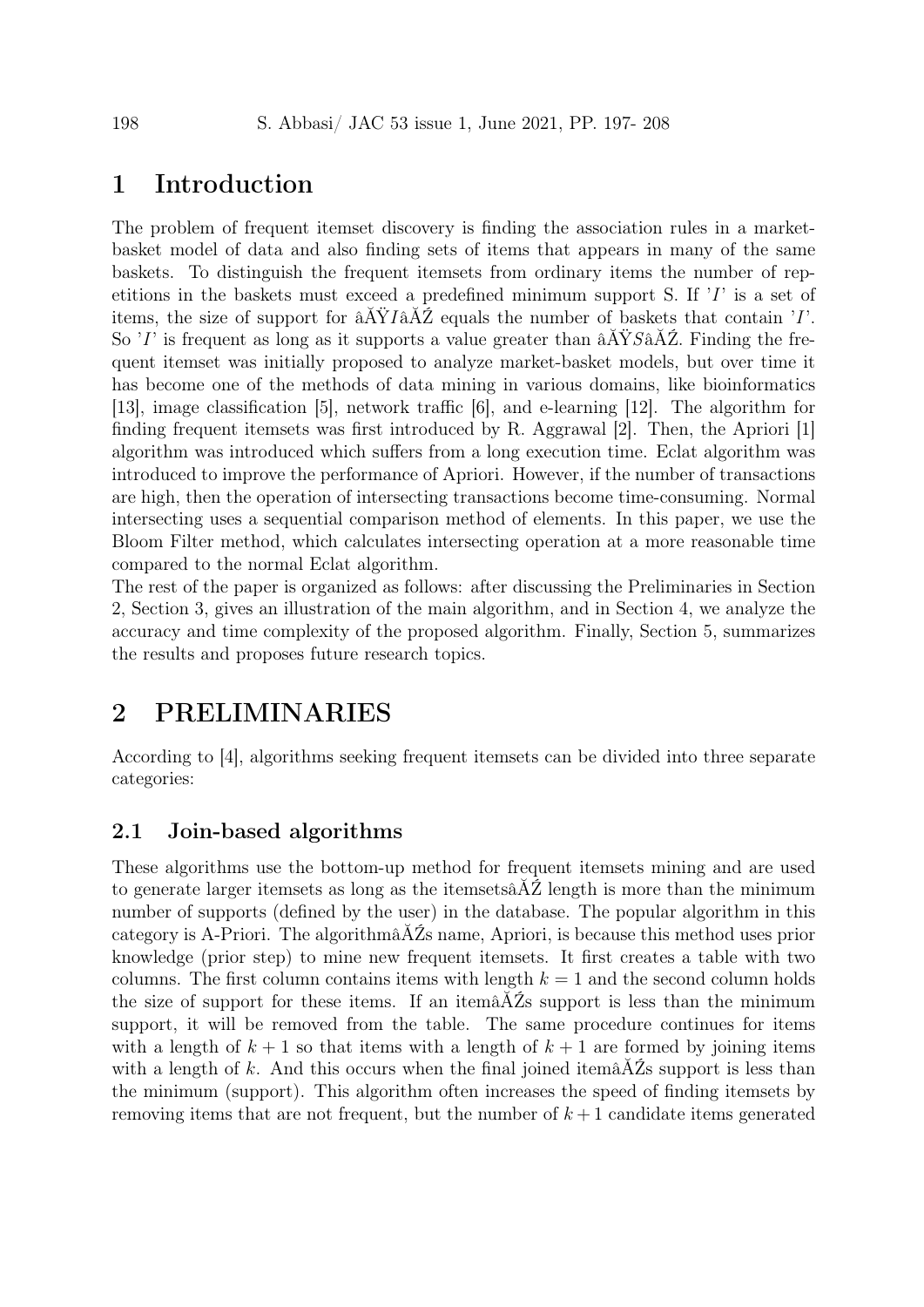# 1 Introduction

The problem of frequent itemset discovery is finding the association rules in a market-basket model of data and also finding sets of items that appears in many of the same baskets. To distinguish the frequent itemsets from ordinary items the number of repetitions in the baskets must exceed a predefined minimum support S. If '$I$' is a set of items, the size of support for âĂŸ$I$âĂŹ equals the number of baskets that contain '$I$'. So '$I$' is frequent as long as it supports a value greater than âĂŸ$S$âĂŹ. Finding the frequent itemset was initially proposed to analyze market-basket models, but over time it has become one of the methods of data mining in various domains, like bioinformatics [13], image classification [5], network traffic [6], and e-learning [12]. The algorithm for finding frequent itemsets was first introduced by R. Aggrawal [2]. Then, the Apriori [1] algorithm was introduced which suffers from a long execution time. Eclat algorithm was introduced to improve the performance of Apriori. However, if the number of transactions are high, then the operation of intersecting transactions become time-consuming. Normal intersecting uses a sequential comparison method of elements. In this paper, we use the Bloom Filter method, which calculates intersecting operation at a more reasonable time compared to the normal Eclat algorithm.

The rest of the paper is organized as follows: after discussing the Preliminaries in Section 2, Section 3, gives an illustration of the main algorithm, and in Section 4, we analyze the accuracy and time complexity of the proposed algorithm. Finally, Section 5, summarizes the results and proposes future research topics.

# 2 PRELIMINARIES

According to [4], algorithms seeking frequent itemsets can be divided into three separate categories:

## 2.1 Join-based algorithms

These algorithms use the bottom-up method for frequent itemsets mining and are used to generate larger itemsets as long as the itemsetsâĂŹ length is more than the minimum number of supports (defined by the user) in the database. The popular algorithm in this category is A-Priori. The algorithmâĂŹs name, Apriori, is because this method uses prior knowledge (prior step) to mine new frequent itemsets. It first creates a table with two columns. The first column contains items with length $k = 1$ and the second column holds the size of support for these items. If an itemâĂŹs support is less than the minimum support, it will be removed from the table. The same procedure continues for items with a length of $k + 1$ so that items with a length of $k + 1$ are formed by joining items with a length of $k$. And this occurs when the final joined itemâĂŹs support is less than the minimum (support). This algorithm often increases the speed of finding itemsets by removing items that are not frequent, but the number of $k + 1$ candidate items generated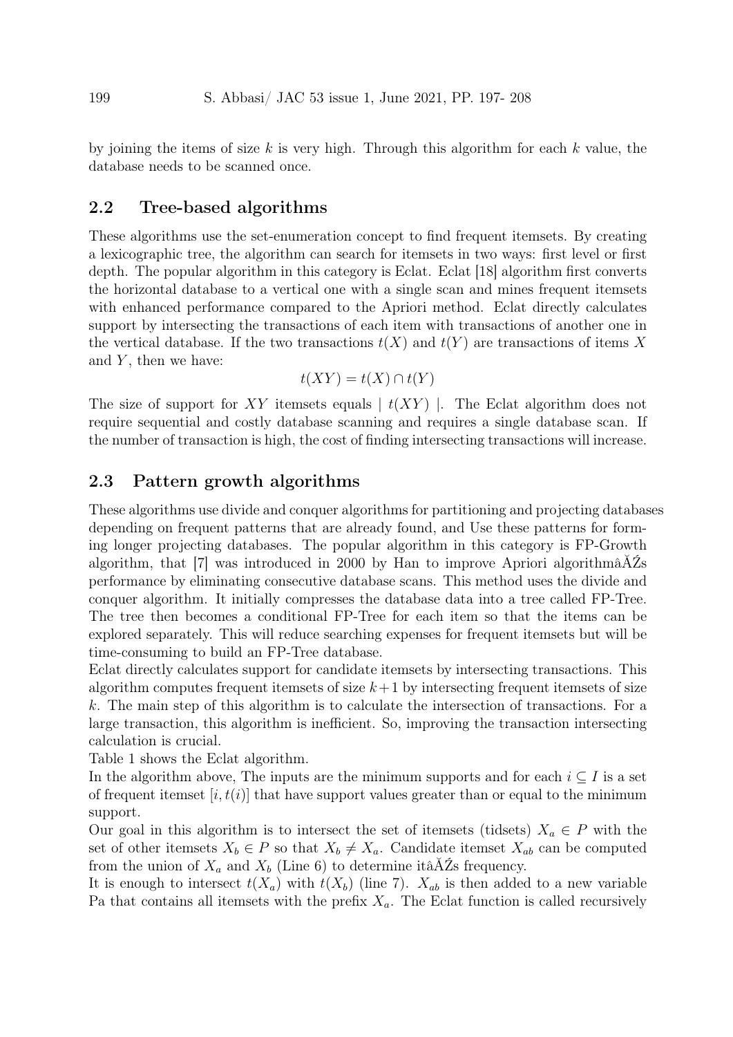by joining the items of size $k$ is very high. Through this algorithm for each $k$ value, the database needs to be scanned once.

## 2.2 Tree-based algorithms

These algorithms use the set-enumeration concept to find frequent itemsets. By creating a lexicographic tree, the algorithm can search for itemsets in two ways: first level or first depth. The popular algorithm in this category is Eclat. Eclat [18] algorithm first converts the horizontal database to a vertical one with a single scan and mines frequent itemsets with enhanced performance compared to the Apriori method. Eclat directly calculates support by intersecting the transactions of each item with transactions of another one in the vertical database. If the two transactions $t(X)$ and $t(Y)$ are transactions of items $X$ and $Y$, then we have:

$$t(XY) = t(X) \cap t(Y)$$

The size of support for $XY$ itemsets equals $\mid t(XY) \mid$. The Eclat algorithm does not require sequential and costly database scanning and requires a single database scan. If the number of transaction is high, the cost of finding intersecting transactions will increase.

## 2.3 Pattern growth algorithms

These algorithms use divide and conquer algorithms for partitioning and projecting databases depending on frequent patterns that are already found, and Use these patterns for forming longer projecting databases. The popular algorithm in this category is FP-Growth algorithm, that [7] was introduced in 2000 by Han to improve Apriori algorithmâĂŹs performance by eliminating consecutive database scans. This method uses the divide and conquer algorithm. It initially compresses the database data into a tree called FP-Tree. The tree then becomes a conditional FP-Tree for each item so that the items can be explored separately. This will reduce searching expenses for frequent itemsets but will be time-consuming to build an FP-Tree database.

Eclat directly calculates support for candidate itemsets by intersecting transactions. This algorithm computes frequent itemsets of size $k+1$ by intersecting frequent itemsets of size $k$. The main step of this algorithm is to calculate the intersection of transactions. For a large transaction, this algorithm is inefficient. So, improving the transaction intersecting calculation is crucial.

Table 1 shows the Eclat algorithm.

In the algorithm above, The inputs are the minimum supports and for each $i \subseteq I$ is a set of frequent itemset $[i, t(i)]$ that have support values greater than or equal to the minimum support.

Our goal in this algorithm is to intersect the set of itemsets (tidsets) $X_a \in P$ with the set of other itemsets $X_b \in P$ so that $X_b \neq X_a$. Candidate itemset $X_{ab}$ can be computed from the union of $X_a$ and $X_b$ (Line 6) to determine itâĂŹs frequency.

It is enough to intersect $t(X_a)$ with $t(X_b)$ (line 7). $X_{ab}$ is then added to a new variable Pa that contains all itemsets with the prefix $X_a$. The Eclat function is called recursively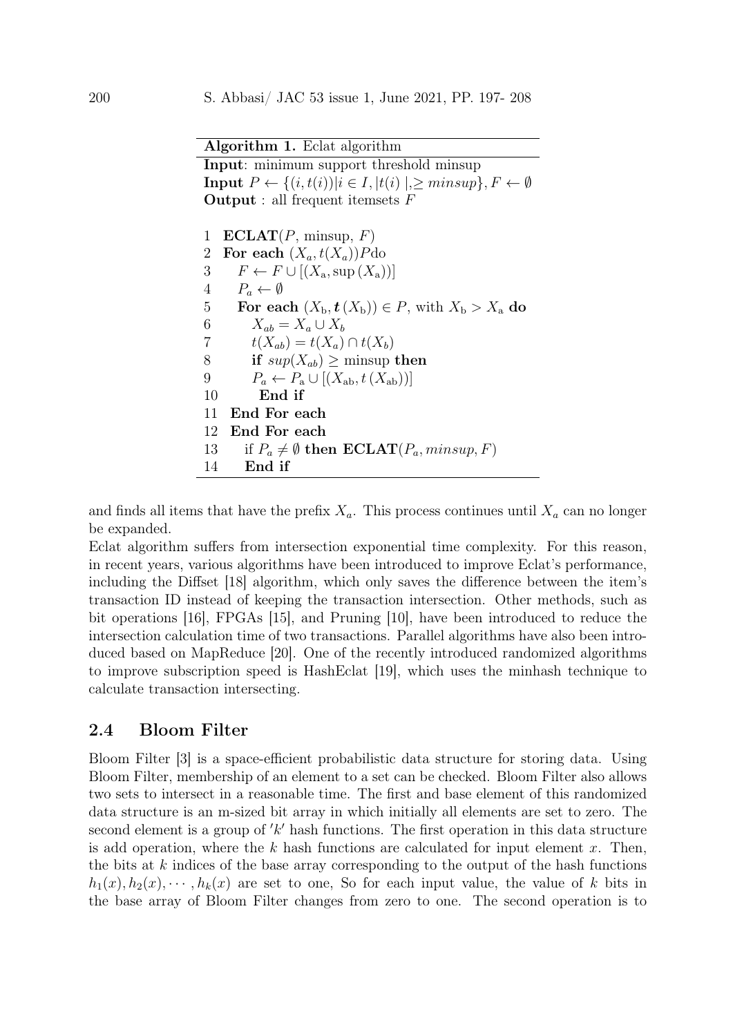**Algorithm 1.** Eclat algorithm

**Input**: minimum support threshold minsup
**Input** $P \leftarrow \{(i, t(i)) | i \in I, |t(i)|, \geq minsup\}, F \leftarrow \emptyset$
**Output** : all frequent itemsets $F$

```
1   ECLAT(P, minsup, F)
2   For each (X_a, t(X_a))P do
3      F ← F ∪ [(X_a, sup(X_a))]
4      P_a ← ∅
5      For each (X_b, t(X_b)) ∈ P, with X_b > X_a do
6         X_ab = X_a ∪ X_b
7         t(X_ab) = t(X_a) ∩ t(X_b)
8         if sup(X_ab) ≥ minsup then
9         P_a ← P_a ∪ [(X_ab, t(X_ab))]
10        End if
11  End For each
12  End For each
13     if P_a ≠ ∅ then ECLAT(P_a, minsup, F)
14     End if
```

and finds all items that have the prefix $X_a$. This process continues until $X_a$ can no longer be expanded.

Eclat algorithm suffers from intersection exponential time complexity. For this reason, in recent years, various algorithms have been introduced to improve Eclat's performance, including the Diffset [18] algorithm, which only saves the difference between the item's transaction ID instead of keeping the transaction intersection. Other methods, such as bit operations [16], FPGAs [15], and Pruning [10], have been introduced to reduce the intersection calculation time of two transactions. Parallel algorithms have also been introduced based on MapReduce [20]. One of the recently introduced randomized algorithms to improve subscription speed is HashEclat [19], which uses the minhash technique to calculate transaction intersecting.

## 2.4 Bloom Filter

Bloom Filter [3] is a space-efficient probabilistic data structure for storing data. Using Bloom Filter, membership of an element to a set can be checked. Bloom Filter also allows two sets to intersect in a reasonable time. The first and base element of this randomized data structure is an m-sized bit array in which initially all elements are set to zero. The second element is a group of $'k'$ hash functions. The first operation in this data structure is add operation, where the $k$ hash functions are calculated for input element $x$. Then, the bits at $k$ indices of the base array corresponding to the output of the hash functions $h_1(x), h_2(x), \cdots, h_k(x)$ are set to one, So for each input value, the value of $k$ bits in the base array of Bloom Filter changes from zero to one. The second operation is to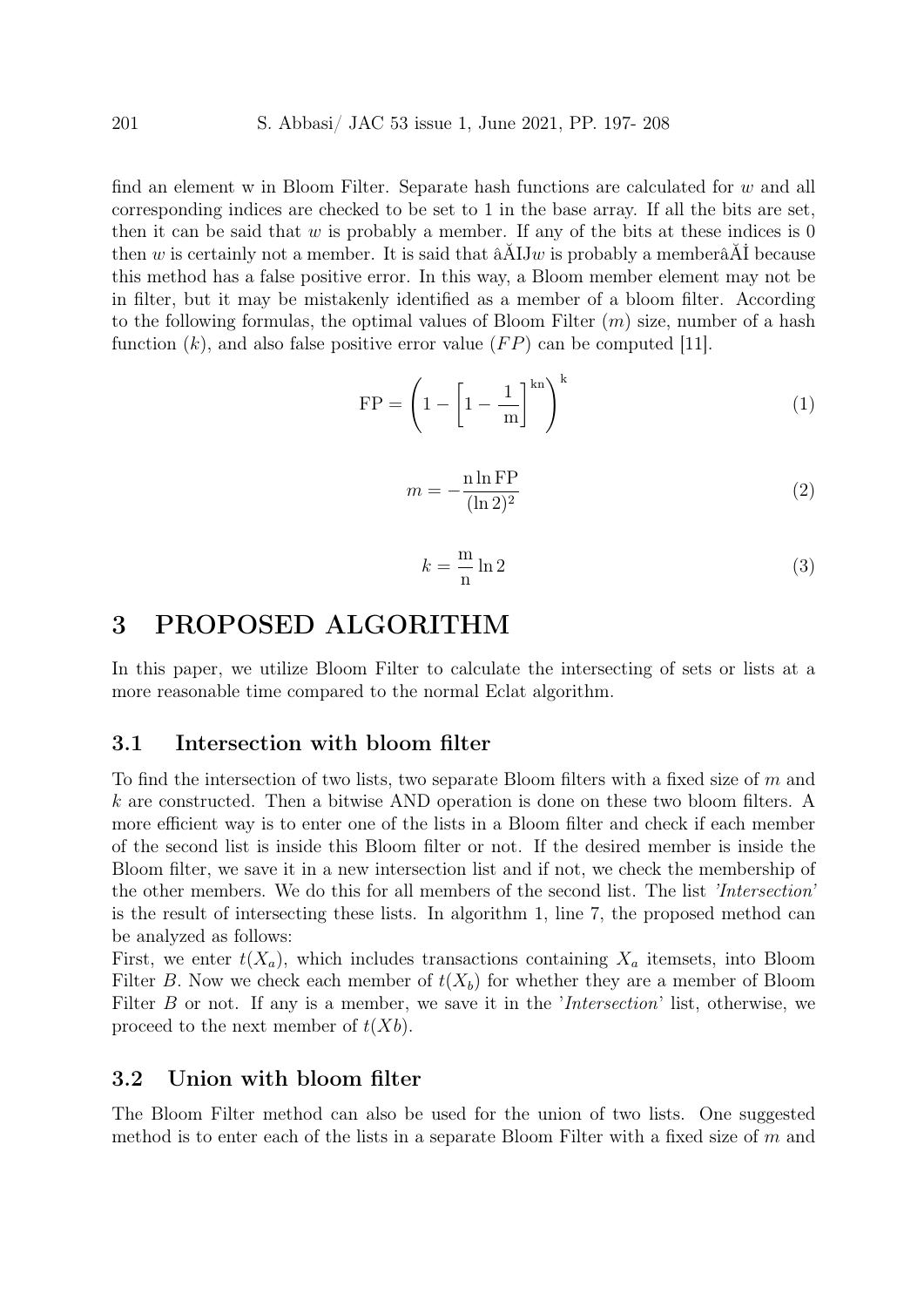find an element w in Bloom Filter. Separate hash functions are calculated for $w$ and all corresponding indices are checked to be set to 1 in the base array. If all the bits are set, then it can be said that $w$ is probably a member. If any of the bits at these indices is 0 then $w$ is certainly not a member. It is said that âĂIJ$w$ is probably a memberâĂİ because this method has a false positive error. In this way, a Bloom member element may not be in filter, but it may be mistakenly identified as a member of a bloom filter. According to the following formulas, the optimal values of Bloom Filter ($m$) size, number of a hash function ($k$), and also false positive error value ($FP$) can be computed [11].

$$\mathrm{FP} = \left(1 - \left[1 - \frac{1}{\mathrm{m}}\right]^{\mathrm{kn}}\right)^{\mathrm{k}} \tag{1}$$

$$m = -\frac{\mathrm{n} \ln \mathrm{FP}}{(\ln 2)^2} \tag{2}$$

$$k = \frac{\mathrm{m}}{\mathrm{n}} \ln 2 \tag{3}$$

# 3 PROPOSED ALGORITHM

In this paper, we utilize Bloom Filter to calculate the intersecting of sets or lists at a more reasonable time compared to the normal Eclat algorithm.

## 3.1 Intersection with bloom filter

To find the intersection of two lists, two separate Bloom filters with a fixed size of $m$ and $k$ are constructed. Then a bitwise AND operation is done on these two bloom filters. A more efficient way is to enter one of the lists in a Bloom filter and check if each member of the second list is inside this Bloom filter or not. If the desired member is inside the Bloom filter, we save it in a new intersection list and if not, we check the membership of the other members. We do this for all members of the second list. The list *'Intersection'* is the result of intersecting these lists. In algorithm 1, line 7, the proposed method can be analyzed as follows:

First, we enter $t(X_a)$, which includes transactions containing $X_a$ itemsets, into Bloom Filter $B$. Now we check each member of $t(X_b)$ for whether they are a member of Bloom Filter $B$ or not. If any is a member, we save it in the '*Intersection*' list, otherwise, we proceed to the next member of $t(Xb)$.

## 3.2 Union with bloom filter

The Bloom Filter method can also be used for the union of two lists. One suggested method is to enter each of the lists in a separate Bloom Filter with a fixed size of $m$ and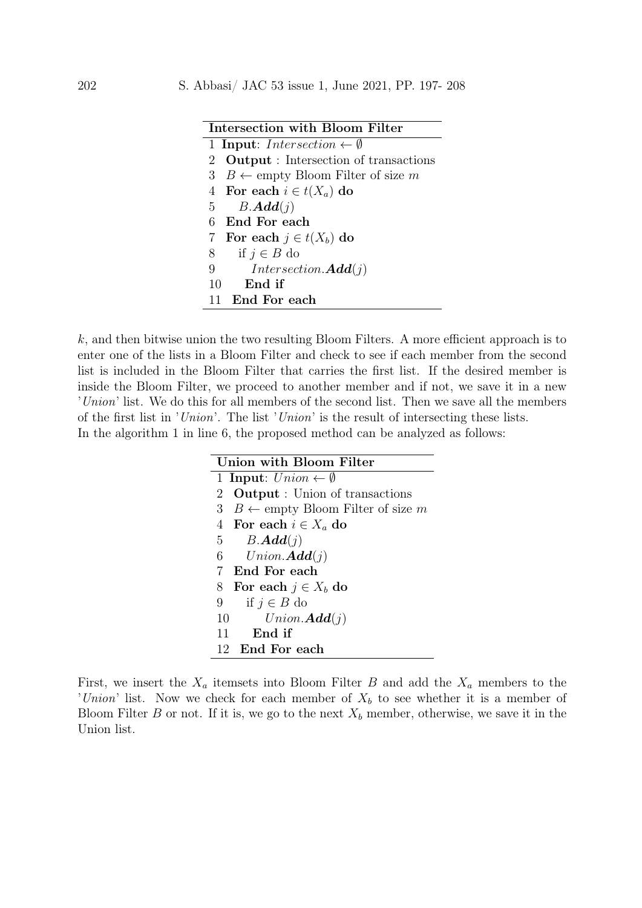**Intersection with Bloom Filter**

```
1  Input: Intersection ← ∅
2  Output : Intersection of transactions
3  B ← empty Bloom Filter of size m
4  For each i ∈ t(X_a) do
5     B.Add(j)
6  End For each
7  For each j ∈ t(X_b) do
8     if j ∈ B do
9        Intersection.Add(j)
10    End if
11 End For each
```

$k$, and then bitwise union the two resulting Bloom Filters. A more efficient approach is to enter one of the lists in a Bloom Filter and check to see if each member from the second list is included in the Bloom Filter that carries the first list. If the desired member is inside the Bloom Filter, we proceed to another member and if not, we save it in a new '*Union*' list. We do this for all members of the second list. Then we save all the members of the first list in '*Union*'. The list '*Union*' is the result of intersecting these lists.
In the algorithm 1 in line 6, the proposed method can be analyzed as follows:

**Union with Bloom Filter**

```
1  Input: Union ← ∅
2  Output : Union of transactions
3  B ← empty Bloom Filter of size m
4  For each i ∈ X_a do
5     B.Add(j)
6     Union.Add(j)
7  End For each
8  For each j ∈ X_b do
9     if j ∈ B do
10       Union.Add(j)
11    End if
12 End For each
```

First, we insert the $X_a$ itemsets into Bloom Filter $B$ and add the $X_a$ members to the '*Union*' list. Now we check for each member of $X_b$ to see whether it is a member of Bloom Filter $B$ or not. If it is, we go to the next $X_b$ member, otherwise, we save it in the Union list.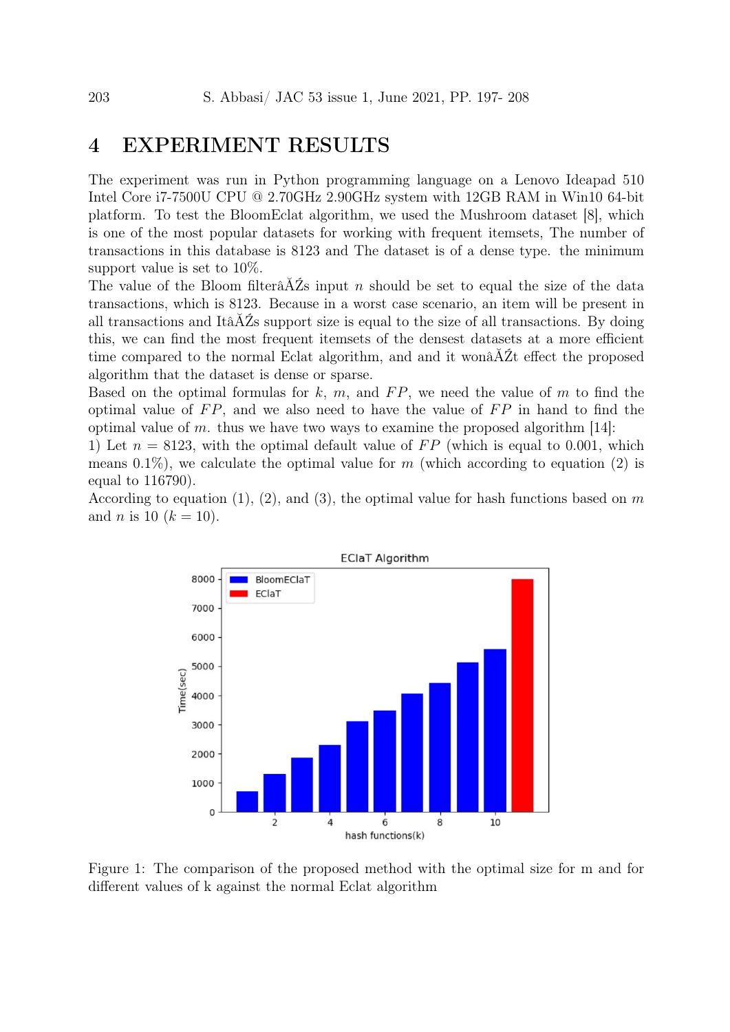# 4 EXPERIMENT RESULTS

The experiment was run in Python programming language on a Lenovo Ideapad 510 Intel Core i7-7500U CPU @ 2.70GHz 2.90GHz system with 12GB RAM in Win10 64-bit platform. To test the BloomEclat algorithm, we used the Mushroom dataset [8], which is one of the most popular datasets for working with frequent itemsets, The number of transactions in this database is 8123 and The dataset is of a dense type. the minimum support value is set to 10%.

The value of the Bloom filterâĂŹs input $n$ should be set to equal the size of the data transactions, which is 8123. Because in a worst case scenario, an item will be present in all transactions and ItâĂŹs support size is equal to the size of all transactions. By doing this, we can find the most frequent itemsets of the densest datasets at a more efficient time compared to the normal Eclat algorithm, and and it wonâĂŹt effect the proposed algorithm that the dataset is dense or sparse.

Based on the optimal formulas for $k$, $m$, and $FP$, we need the value of $m$ to find the optimal value of $FP$, and we also need to have the value of $FP$ in hand to find the optimal value of $m$. thus we have two ways to examine the proposed algorithm [14]:

1) Let $n = 8123$, with the optimal default value of $FP$ (which is equal to 0.001, which means 0.1%), we calculate the optimal value for $m$ (which according to equation (2) is equal to 116790).

According to equation (1), (2), and (3), the optimal value for hash functions based on $m$ and $n$ is 10 ($k = 10$).

Figure 1: The comparison of the proposed method with the optimal size for m and for different values of k against the normal Eclat algorithm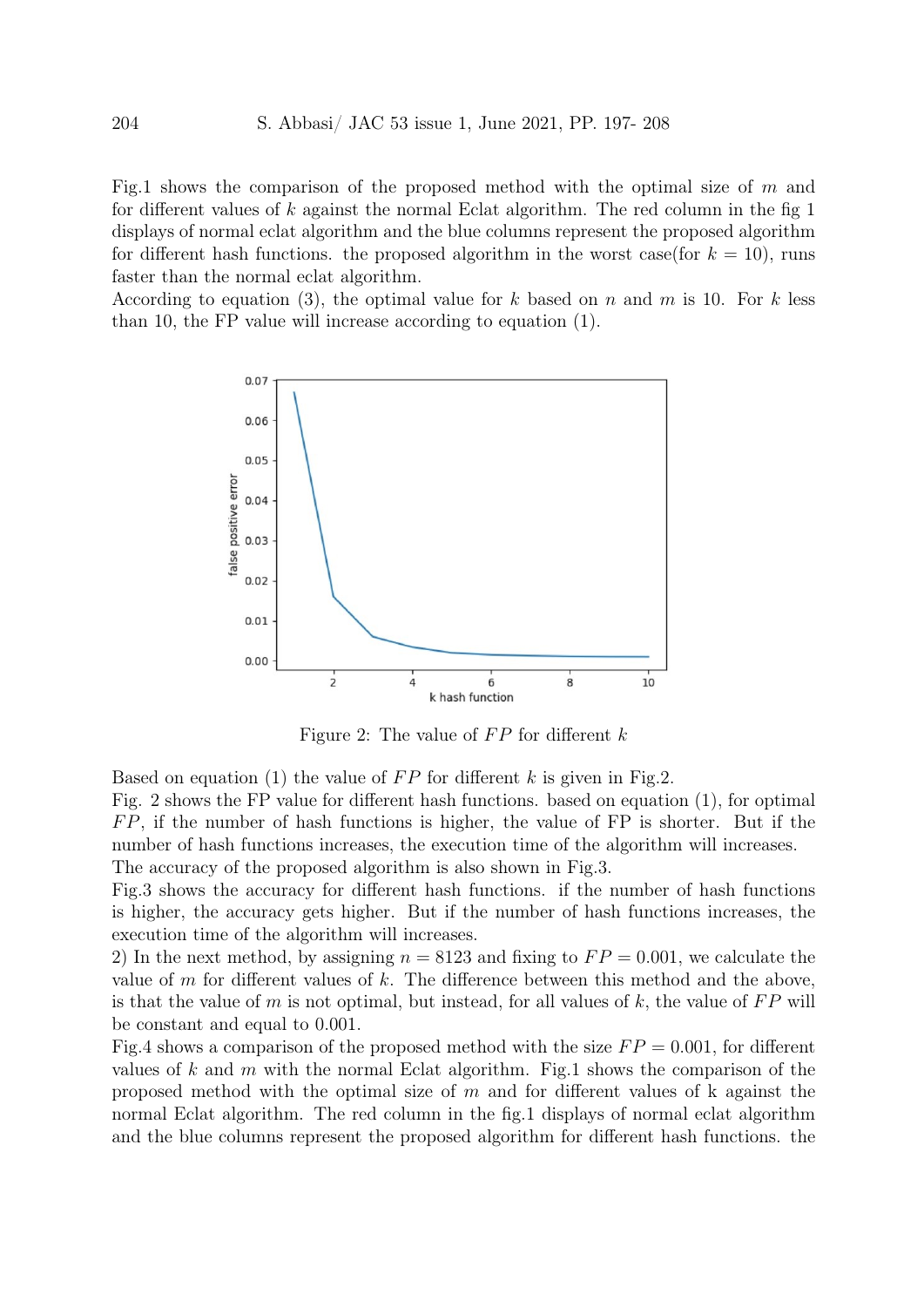Fig.1 shows the comparison of the proposed method with the optimal size of $m$ and for different values of $k$ against the normal Eclat algorithm. The red column in the fig 1 displays of normal eclat algorithm and the blue columns represent the proposed algorithm for different hash functions. the proposed algorithm in the worst case(for $k = 10$), runs faster than the normal eclat algorithm.

According to equation (3), the optimal value for $k$ based on $n$ and $m$ is 10. For $k$ less than 10, the FP value will increase according to equation (1).

Figure 2: The value of $FP$ for different $k$

Based on equation (1) the value of $FP$ for different $k$ is given in Fig.2.

Fig. 2 shows the FP value for different hash functions. based on equation (1), for optimal $FP$, if the number of hash functions is higher, the value of FP is shorter. But if the number of hash functions increases, the execution time of the algorithm will increases.

The accuracy of the proposed algorithm is also shown in Fig.3.

Fig.3 shows the accuracy for different hash functions. if the number of hash functions is higher, the accuracy gets higher. But if the number of hash functions increases, the execution time of the algorithm will increases.

2) In the next method, by assigning $n = 8123$ and fixing to $FP = 0.001$, we calculate the value of $m$ for different values of $k$. The difference between this method and the above, is that the value of $m$ is not optimal, but instead, for all values of $k$, the value of $FP$ will be constant and equal to 0.001.

Fig.4 shows a comparison of the proposed method with the size $FP = 0.001$, for different values of $k$ and $m$ with the normal Eclat algorithm. Fig.1 shows the comparison of the proposed method with the optimal size of $m$ and for different values of k against the normal Eclat algorithm. The red column in the fig.1 displays of normal eclat algorithm and the blue columns represent the proposed algorithm for different hash functions. the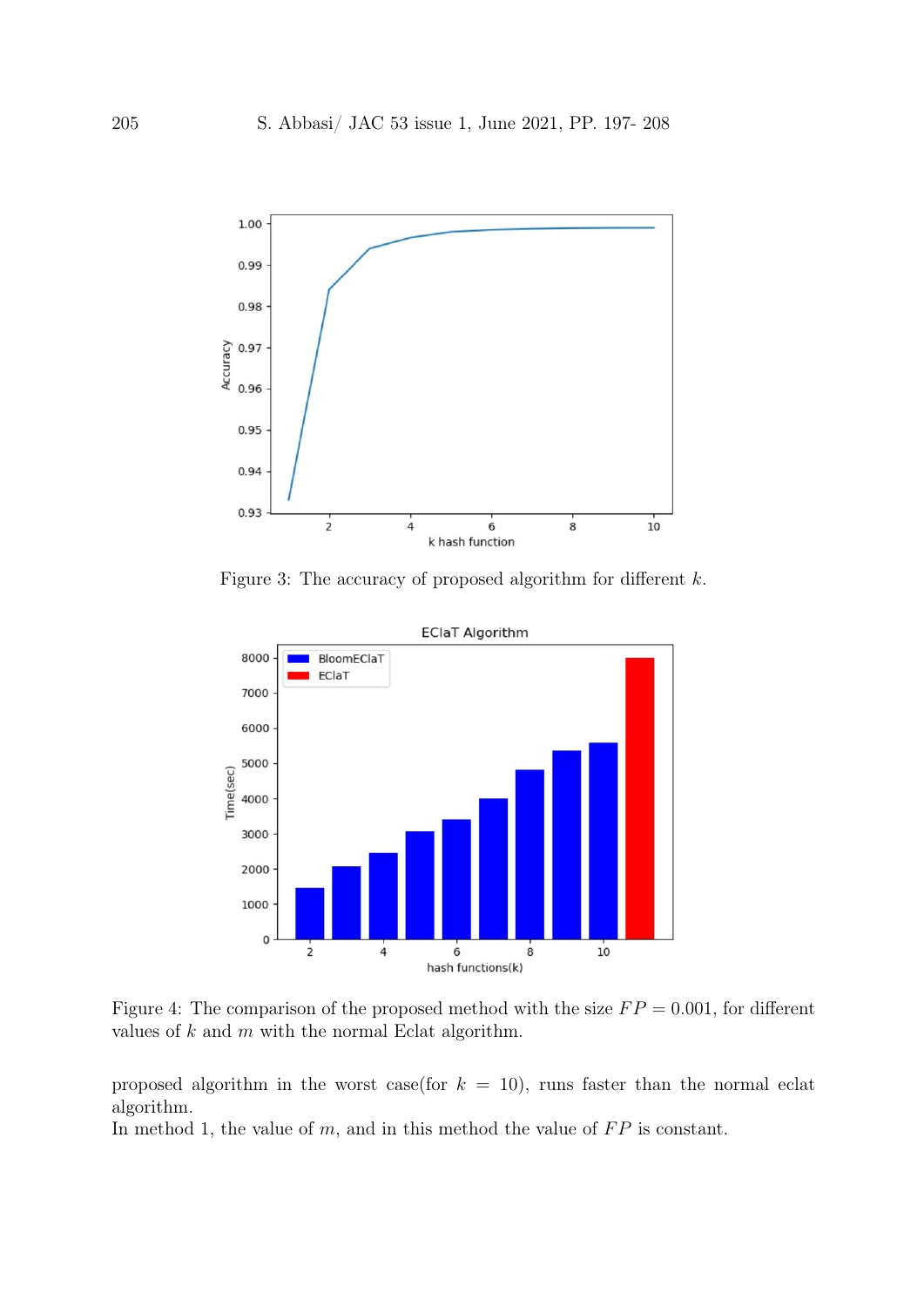Figure 3: The accuracy of proposed algorithm for different $k$.

Figure 4: The comparison of the proposed method with the size $FP = 0.001$, for different values of $k$ and $m$ with the normal Eclat algorithm.

proposed algorithm in the worst case(for $k = 10$), runs faster than the normal eclat algorithm.

In method 1, the value of $m$, and in this method the value of $FP$ is constant.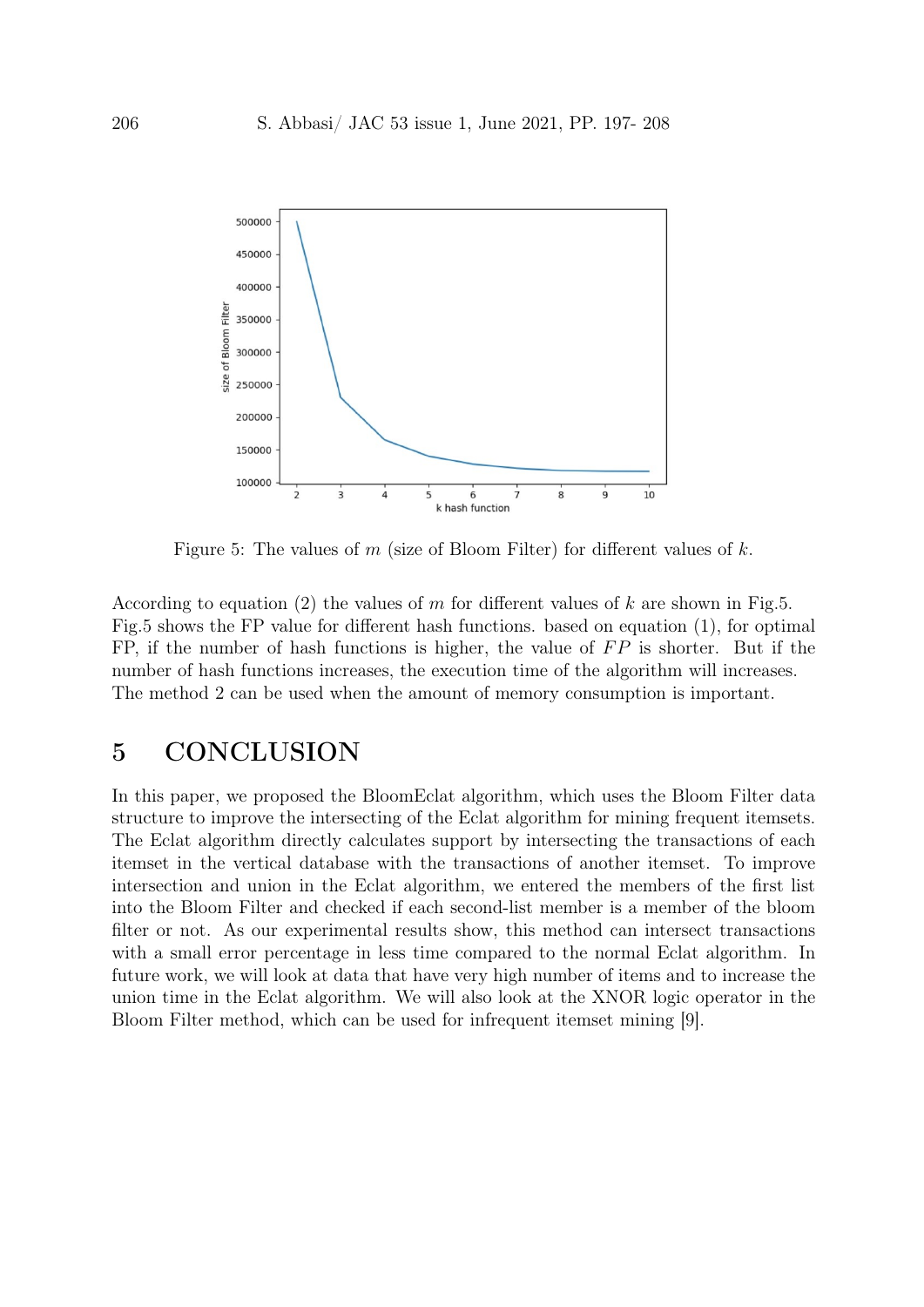Figure 5: The values of $m$ (size of Bloom Filter) for different values of $k$.

According to equation (2) the values of $m$ for different values of $k$ are shown in Fig.5. Fig.5 shows the FP value for different hash functions. based on equation (1), for optimal FP, if the number of hash functions is higher, the value of $FP$ is shorter. But if the number of hash functions increases, the execution time of the algorithm will increases. The method 2 can be used when the amount of memory consumption is important.

# 5 CONCLUSION

In this paper, we proposed the BloomEclat algorithm, which uses the Bloom Filter data structure to improve the intersecting of the Eclat algorithm for mining frequent itemsets. The Eclat algorithm directly calculates support by intersecting the transactions of each itemset in the vertical database with the transactions of another itemset. To improve intersection and union in the Eclat algorithm, we entered the members of the first list into the Bloom Filter and checked if each second-list member is a member of the bloom filter or not. As our experimental results show, this method can intersect transactions with a small error percentage in less time compared to the normal Eclat algorithm. In future work, we will look at data that have very high number of items and to increase the union time in the Eclat algorithm. We will also look at the XNOR logic operator in the Bloom Filter method, which can be used for infrequent itemset mining [9].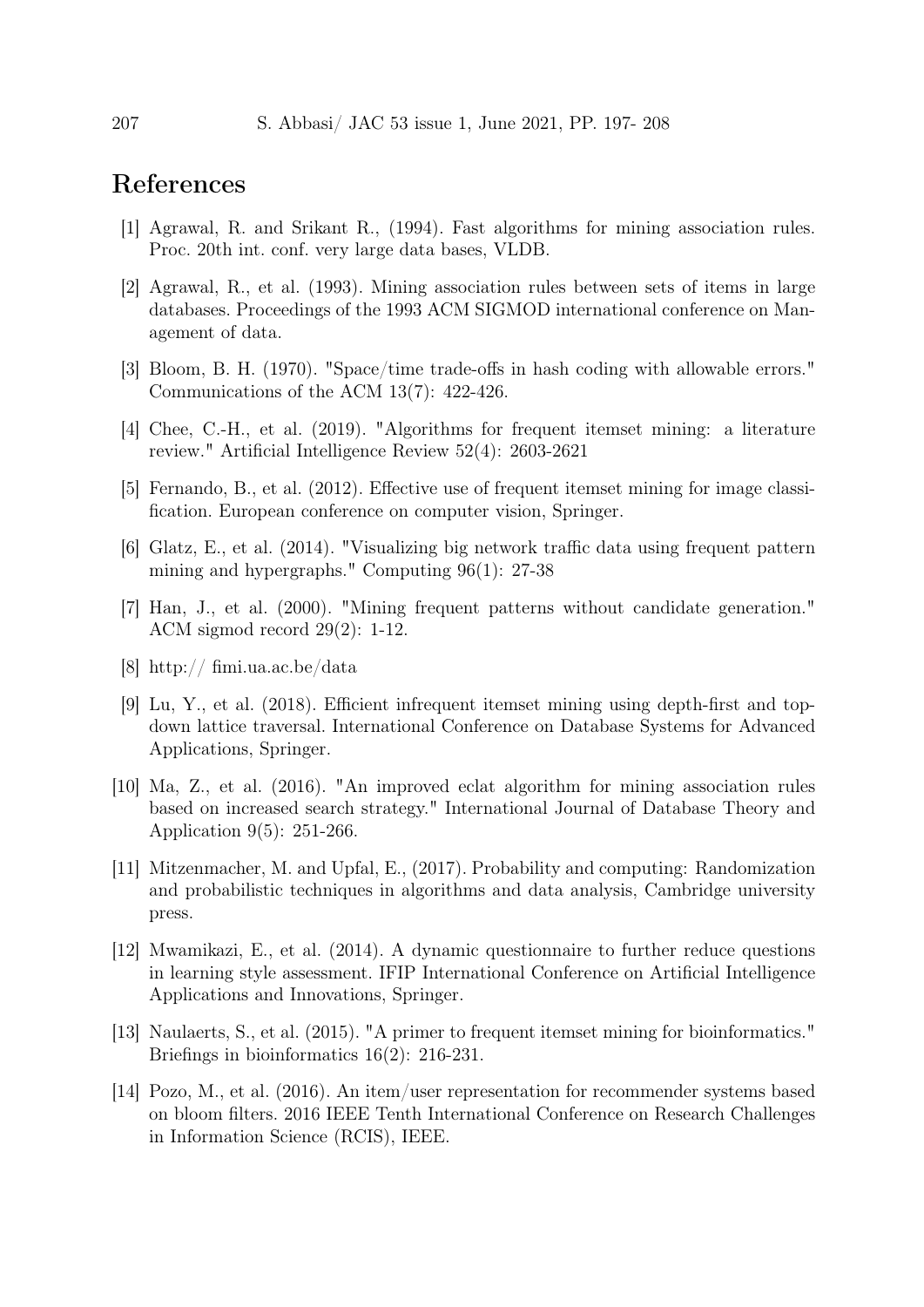# References

[1] Agrawal, R. and Srikant R., (1994). Fast algorithms for mining association rules. Proc. 20th int. conf. very large data bases, VLDB.

[2] Agrawal, R., et al. (1993). Mining association rules between sets of items in large databases. Proceedings of the 1993 ACM SIGMOD international conference on Management of data.

[3] Bloom, B. H. (1970). "Space/time trade-offs in hash coding with allowable errors." Communications of the ACM 13(7): 422-426.

[4] Chee, C.-H., et al. (2019). "Algorithms for frequent itemset mining: a literature review." Artificial Intelligence Review 52(4): 2603-2621

[5] Fernando, B., et al. (2012). Effective use of frequent itemset mining for image classification. European conference on computer vision, Springer.

[6] Glatz, E., et al. (2014). "Visualizing big network traffic data using frequent pattern mining and hypergraphs." Computing 96(1): 27-38

[7] Han, J., et al. (2000). "Mining frequent patterns without candidate generation." ACM sigmod record 29(2): 1-12.

[8] http:// fimi.ua.ac.be/data

[9] Lu, Y., et al. (2018). Efficient infrequent itemset mining using depth-first and top-down lattice traversal. International Conference on Database Systems for Advanced Applications, Springer.

[10] Ma, Z., et al. (2016). "An improved eclat algorithm for mining association rules based on increased search strategy." International Journal of Database Theory and Application 9(5): 251-266.

[11] Mitzenmacher, M. and Upfal, E., (2017). Probability and computing: Randomization and probabilistic techniques in algorithms and data analysis, Cambridge university press.

[12] Mwamikazi, E., et al. (2014). A dynamic questionnaire to further reduce questions in learning style assessment. IFIP International Conference on Artificial Intelligence Applications and Innovations, Springer.

[13] Naulaerts, S., et al. (2015). "A primer to frequent itemset mining for bioinformatics." Briefings in bioinformatics 16(2): 216-231.

[14] Pozo, M., et al. (2016). An item/user representation for recommender systems based on bloom filters. 2016 IEEE Tenth International Conference on Research Challenges in Information Science (RCIS), IEEE.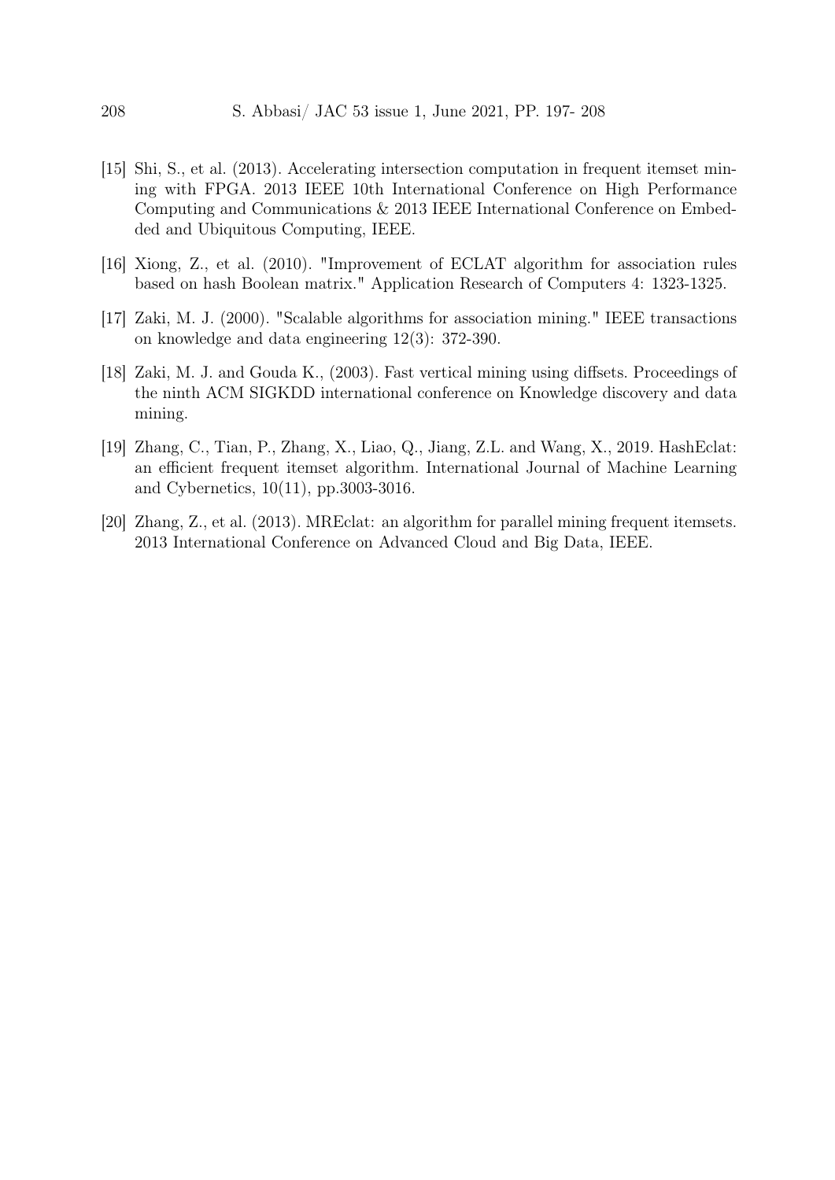[15] Shi, S., et al. (2013). Accelerating intersection computation in frequent itemset mining with FPGA. 2013 IEEE 10th International Conference on High Performance Computing and Communications & 2013 IEEE International Conference on Embedded and Ubiquitous Computing, IEEE.

[16] Xiong, Z., et al. (2010). "Improvement of ECLAT algorithm for association rules based on hash Boolean matrix." Application Research of Computers 4: 1323-1325.

[17] Zaki, M. J. (2000). "Scalable algorithms for association mining." IEEE transactions on knowledge and data engineering 12(3): 372-390.

[18] Zaki, M. J. and Gouda K., (2003). Fast vertical mining using diffsets. Proceedings of the ninth ACM SIGKDD international conference on Knowledge discovery and data mining.

[19] Zhang, C., Tian, P., Zhang, X., Liao, Q., Jiang, Z.L. and Wang, X., 2019. HashEclat: an efficient frequent itemset algorithm. International Journal of Machine Learning and Cybernetics, 10(11), pp.3003-3016.

[20] Zhang, Z., et al. (2013). MREclat: an algorithm for parallel mining frequent itemsets. 2013 International Conference on Advanced Cloud and Big Data, IEEE.